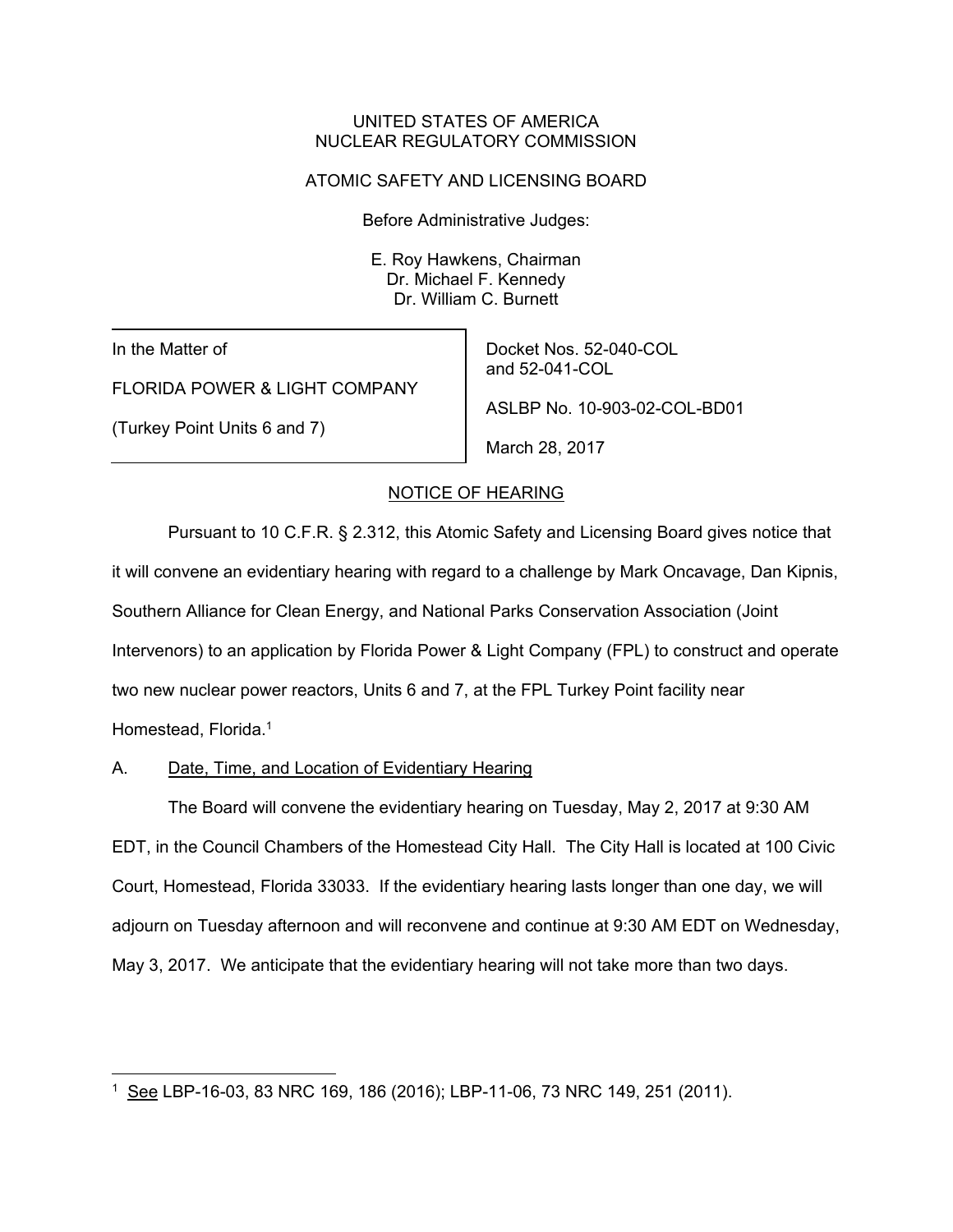UNITED STATES OF AMERICA
NUCLEAR REGULATORY COMMISSION

ATOMIC SAFETY AND LICENSING BOARD

Before Administrative Judges:

E. Roy Hawkens, Chairman
Dr. Michael F. Kennedy
Dr. William C. Burnett

| In the Matter of<br>FLORIDA POWER & LIGHT COMPANY<br>(Turkey Point Units 6 and 7) | Docket Nos. 52-040-COL and 52-041-COL<br>ASLBP No. 10-903-02-COL-BD01<br>March 28, 2017 |
|---|---|

NOTICE OF HEARING

Pursuant to 10 C.F.R. § 2.312, this Atomic Safety and Licensing Board gives notice that it will convene an evidentiary hearing with regard to a challenge by Mark Oncavage, Dan Kipnis, Southern Alliance for Clean Energy, and National Parks Conservation Association (Joint Intervenors) to an application by Florida Power & Light Company (FPL) to construct and operate two new nuclear power reactors, Units 6 and 7, at the FPL Turkey Point facility near Homestead, Florida.[1]

A. Date, Time, and Location of Evidentiary Hearing

The Board will convene the evidentiary hearing on Tuesday, May 2, 2017 at 9:30 AM EDT, in the Council Chambers of the Homestead City Hall. The City Hall is located at 100 Civic Court, Homestead, Florida 33033. If the evidentiary hearing lasts longer than one day, we will adjourn on Tuesday afternoon and will reconvene and continue at 9:30 AM EDT on Wednesday, May 3, 2017. We anticipate that the evidentiary hearing will not take more than two days.

[1] See LBP-16-03, 83 NRC 169, 186 (2016); LBP-11-06, 73 NRC 149, 251 (2011).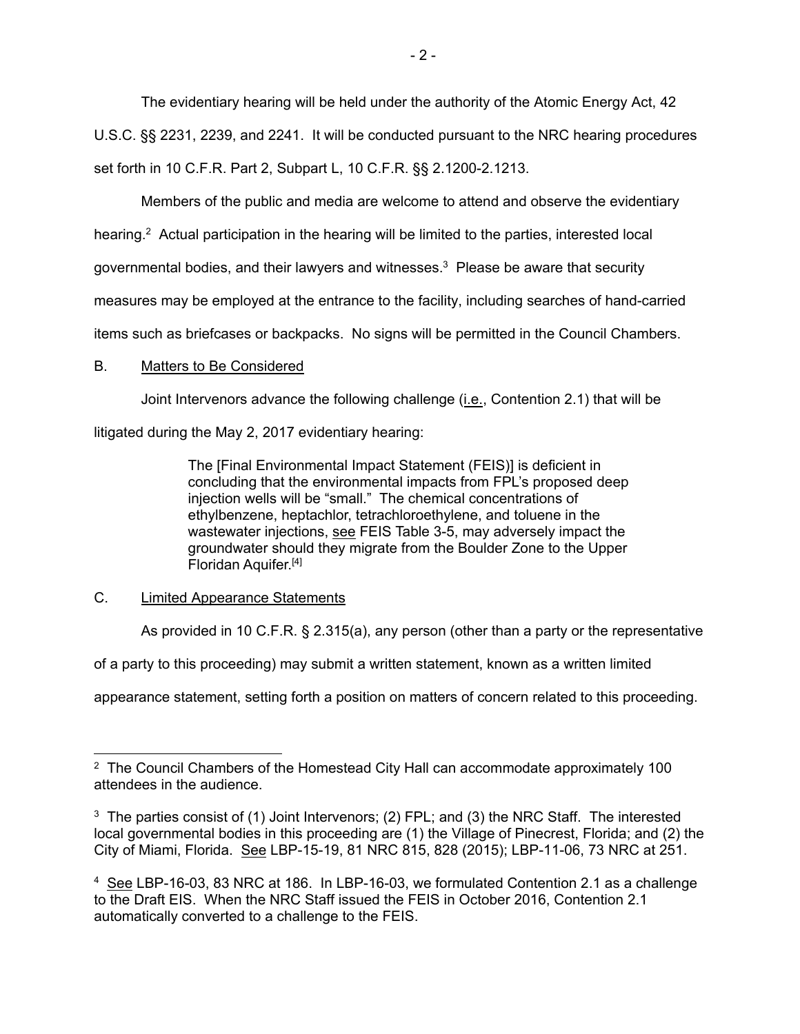The evidentiary hearing will be held under the authority of the Atomic Energy Act, 42 U.S.C. §§ 2231, 2239, and 2241. It will be conducted pursuant to the NRC hearing procedures set forth in 10 C.F.R. Part 2, Subpart L, 10 C.F.R. §§ 2.1200-2.1213.

Members of the public and media are welcome to attend and observe the evidentiary hearing.[2] Actual participation in the hearing will be limited to the parties, interested local governmental bodies, and their lawyers and witnesses.[3] Please be aware that security measures may be employed at the entrance to the facility, including searches of hand-carried items such as briefcases or backpacks. No signs will be permitted in the Council Chambers.

B. Matters to Be Considered

Joint Intervenors advance the following challenge (i.e., Contention 2.1) that will be litigated during the May 2, 2017 evidentiary hearing:

> The [Final Environmental Impact Statement (FEIS)] is deficient in concluding that the environmental impacts from FPL's proposed deep injection wells will be "small." The chemical concentrations of ethylbenzene, heptachlor, tetrachloroethylene, and toluene in the wastewater injections, see FEIS Table 3-5, may adversely impact the groundwater should they migrate from the Boulder Zone to the Upper Floridan Aquifer.[4]

C. Limited Appearance Statements

As provided in 10 C.F.R. § 2.315(a), any person (other than a party or the representative of a party to this proceeding) may submit a written statement, known as a written limited appearance statement, setting forth a position on matters of concern related to this proceeding.

---

[2] The Council Chambers of the Homestead City Hall can accommodate approximately 100 attendees in the audience.

[3] The parties consist of (1) Joint Intervenors; (2) FPL; and (3) the NRC Staff. The interested local governmental bodies in this proceeding are (1) the Village of Pinecrest, Florida; and (2) the City of Miami, Florida. See LBP-15-19, 81 NRC 815, 828 (2015); LBP-11-06, 73 NRC at 251.

[4] See LBP-16-03, 83 NRC at 186. In LBP-16-03, we formulated Contention 2.1 as a challenge to the Draft EIS. When the NRC Staff issued the FEIS in October 2016, Contention 2.1 automatically converted to a challenge to the FEIS.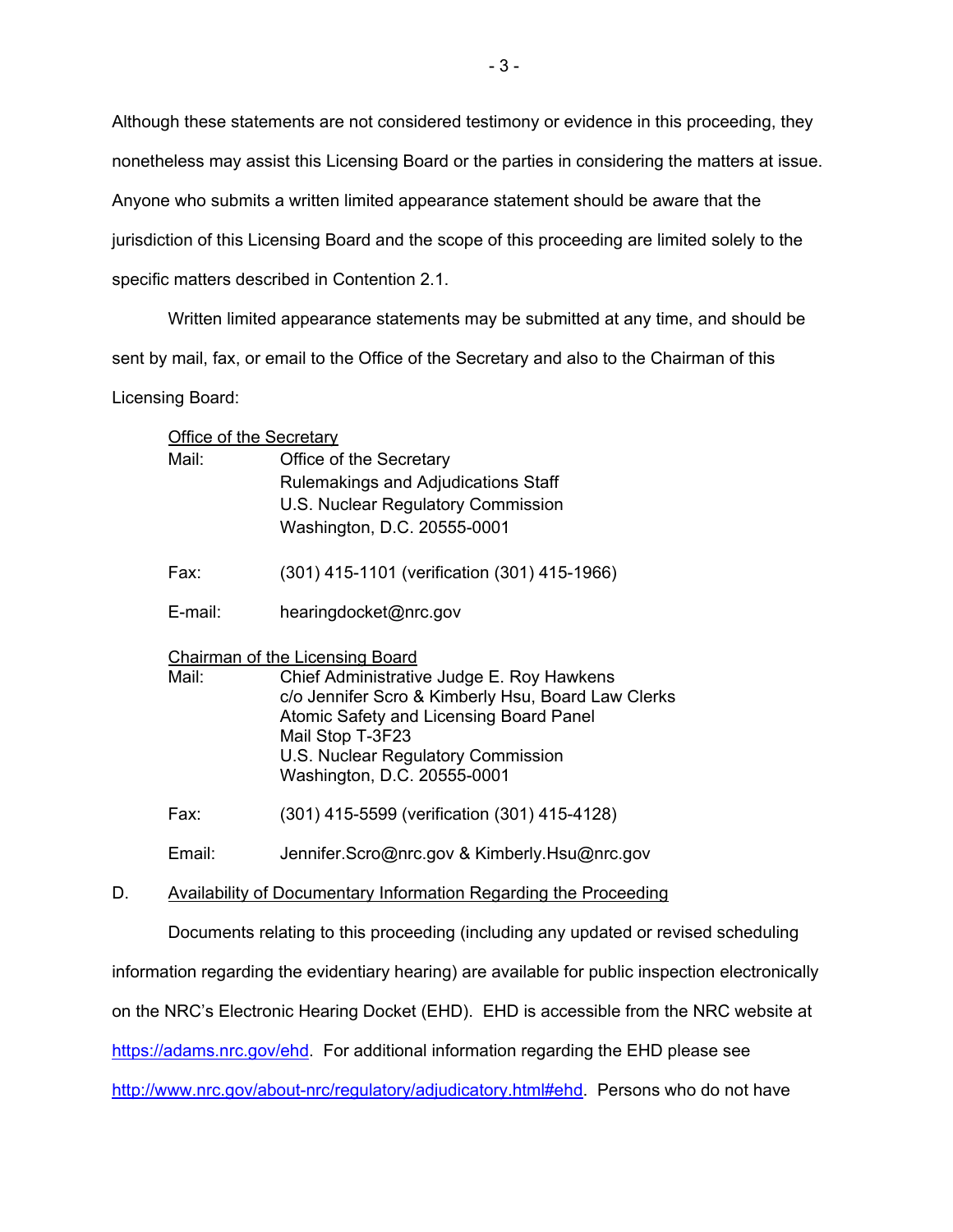Although these statements are not considered testimony or evidence in this proceeding, they nonetheless may assist this Licensing Board or the parties in considering the matters at issue. Anyone who submits a written limited appearance statement should be aware that the jurisdiction of this Licensing Board and the scope of this proceeding are limited solely to the specific matters described in Contention 2.1.

Written limited appearance statements may be submitted at any time, and should be sent by mail, fax, or email to the Office of the Secretary and also to the Chairman of this Licensing Board:

<u>Office of the Secretary</u>

Mail: Office of the Secretary
Rulemakings and Adjudications Staff
U.S. Nuclear Regulatory Commission
Washington, D.C. 20555-0001

Fax: (301) 415-1101 (verification (301) 415-1966)

E-mail: hearingdocket@nrc.gov

<u>Chairman of the Licensing Board</u>

Mail: Chief Administrative Judge E. Roy Hawkens
c/o Jennifer Scro & Kimberly Hsu, Board Law Clerks
Atomic Safety and Licensing Board Panel
Mail Stop T-3F23
U.S. Nuclear Regulatory Commission
Washington, D.C. 20555-0001

Fax: (301) 415-5599 (verification (301) 415-4128)

Email: Jennifer.Scro@nrc.gov & Kimberly.Hsu@nrc.gov

D. <u>Availability of Documentary Information Regarding the Proceeding</u>

Documents relating to this proceeding (including any updated or revised scheduling information regarding the evidentiary hearing) are available for public inspection electronically on the NRC's Electronic Hearing Docket (EHD). EHD is accessible from the NRC website at https://adams.nrc.gov/ehd. For additional information regarding the EHD please see http://www.nrc.gov/about-nrc/regulatory/adjudicatory.html#ehd. Persons who do not have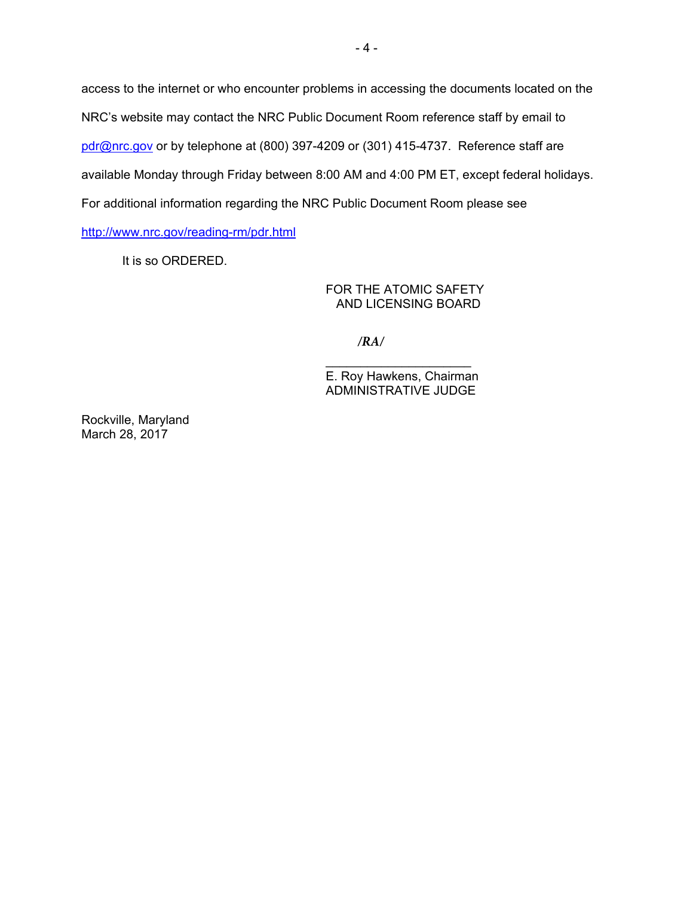access to the internet or who encounter problems in accessing the documents located on the NRC's website may contact the NRC Public Document Room reference staff by email to pdr@nrc.gov or by telephone at (800) 397-4209 or (301) 415-4737. Reference staff are available Monday through Friday between 8:00 AM and 4:00 PM ET, except federal holidays. For additional information regarding the NRC Public Document Room please see http://www.nrc.gov/reading-rm/pdr.html

It is so ORDERED.

FOR THE ATOMIC SAFETY
AND LICENSING BOARD

*/RA/*

\_\_\_\_\_\_\_\_\_\_\_\_\_\_\_\_\_\_\_\_\_\_
E. Roy Hawkens, Chairman
ADMINISTRATIVE JUDGE

Rockville, Maryland
March 28, 2017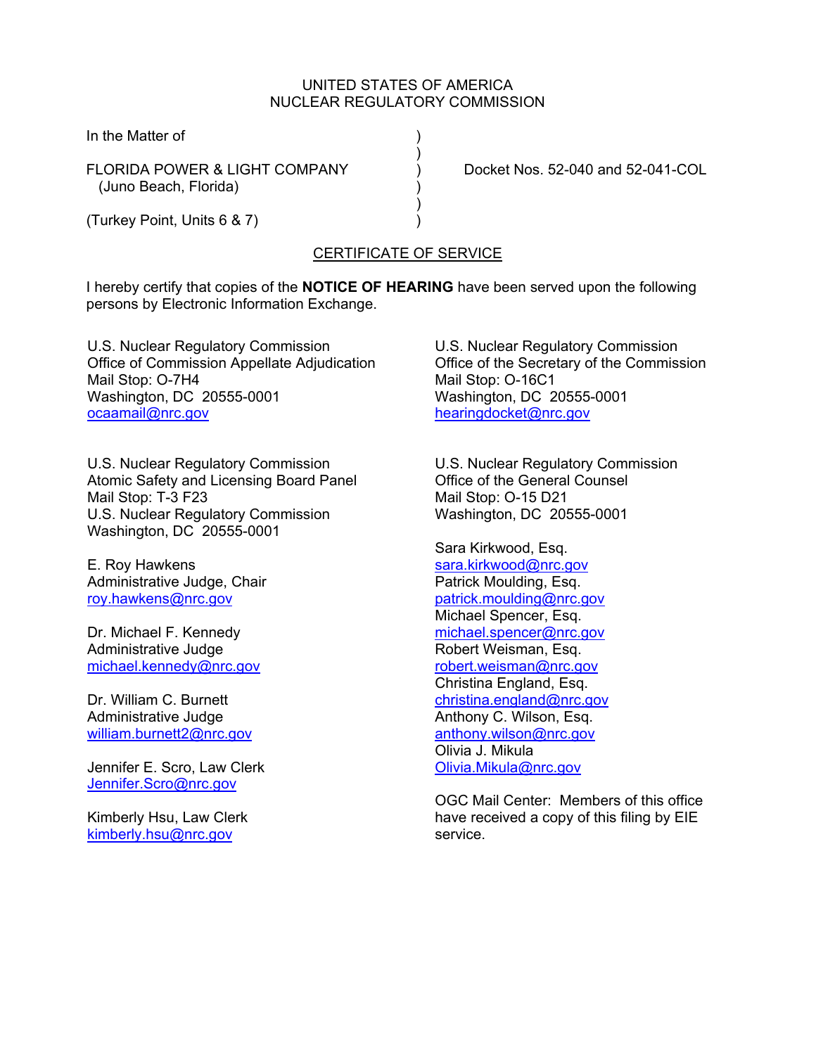UNITED STATES OF AMERICA
NUCLEAR REGULATORY COMMISSION

In the Matter of )
)
FLORIDA POWER & LIGHT COMPANY ) Docket Nos. 52-040 and 52-041-COL
(Juno Beach, Florida) )
)
(Turkey Point, Units 6 & 7) )

## CERTIFICATE OF SERVICE

I hereby certify that copies of the **NOTICE OF HEARING** have been served upon the following persons by Electronic Information Exchange.

U.S. Nuclear Regulatory Commission
Office of Commission Appellate Adjudication
Mail Stop: O-7H4
Washington, DC 20555-0001
ocaamail@nrc.gov

U.S. Nuclear Regulatory Commission
Office of the Secretary of the Commission
Mail Stop: O-16C1
Washington, DC 20555-0001
hearingdocket@nrc.gov

U.S. Nuclear Regulatory Commission
Atomic Safety and Licensing Board Panel
Mail Stop: T-3 F23
U.S. Nuclear Regulatory Commission
Washington, DC 20555-0001

E. Roy Hawkens
Administrative Judge, Chair
roy.hawkens@nrc.gov

Dr. Michael F. Kennedy
Administrative Judge
michael.kennedy@nrc.gov

Dr. William C. Burnett
Administrative Judge
william.burnett2@nrc.gov

Jennifer E. Scro, Law Clerk
Jennifer.Scro@nrc.gov

Kimberly Hsu, Law Clerk
kimberly.hsu@nrc.gov

U.S. Nuclear Regulatory Commission
Office of the General Counsel
Mail Stop: O-15 D21
Washington, DC 20555-0001

Sara Kirkwood, Esq.
sara.kirkwood@nrc.gov
Patrick Moulding, Esq.
patrick.moulding@nrc.gov
Michael Spencer, Esq.
michael.spencer@nrc.gov
Robert Weisman, Esq.
robert.weisman@nrc.gov
Christina England, Esq.
christina.england@nrc.gov
Anthony C. Wilson, Esq.
anthony.wilson@nrc.gov
Olivia J. Mikula
Olivia.Mikula@nrc.gov

OGC Mail Center: Members of this office have received a copy of this filing by EIE service.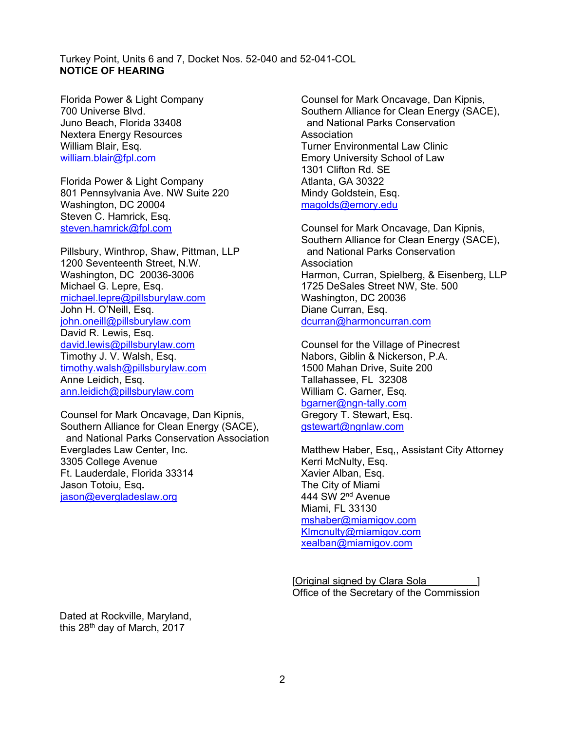Turkey Point, Units 6 and 7, Docket Nos. 52-040 and 52-041-COL
**NOTICE OF HEARING**

Florida Power & Light Company
700 Universe Blvd.
Juno Beach, Florida 33408
Nextera Energy Resources
William Blair, Esq.
william.blair@fpl.com

Florida Power & Light Company
801 Pennsylvania Ave. NW Suite 220
Washington, DC 20004
Steven C. Hamrick, Esq.
steven.hamrick@fpl.com

Pillsbury, Winthrop, Shaw, Pittman, LLP
1200 Seventeenth Street, N.W.
Washington, DC 20036-3006
Michael G. Lepre, Esq.
michael.lepre@pillsburylaw.com
John H. O'Neill, Esq.
john.oneill@pillsburylaw.com
David R. Lewis, Esq.
david.lewis@pillsburylaw.com
Timothy J. V. Walsh, Esq.
timothy.walsh@pillsburylaw.com
Anne Leidich, Esq.
ann.leidich@pillsburylaw.com

Counsel for Mark Oncavage, Dan Kipnis, Southern Alliance for Clean Energy (SACE), and National Parks Conservation Association
Everglades Law Center, Inc.
3305 College Avenue
Ft. Lauderdale, Florida 33314
Jason Totoiu, Esq.
jason@evergladeslaw.org

Counsel for Mark Oncavage, Dan Kipnis, Southern Alliance for Clean Energy (SACE), and National Parks Conservation Association
Turner Environmental Law Clinic
Emory University School of Law
1301 Clifton Rd. SE
Atlanta, GA 30322
Mindy Goldstein, Esq.
magolds@emory.edu

Counsel for Mark Oncavage, Dan Kipnis, Southern Alliance for Clean Energy (SACE), and National Parks Conservation Association
Harmon, Curran, Spielberg, & Eisenberg, LLP
1725 DeSales Street NW, Ste. 500
Washington, DC 20036
Diane Curran, Esq.
dcurran@harmoncurran.com

Counsel for the Village of Pinecrest
Nabors, Giblin & Nickerson, P.A.
1500 Mahan Drive, Suite 200
Tallahassee, FL 32308
William C. Garner, Esq.
bgarner@ngn-tally.com
Gregory T. Stewart, Esq.
gstewart@ngnlaw.com

Matthew Haber, Esq,, Assistant City Attorney
Kerri McNulty, Esq.
Xavier Alban, Esq.
The City of Miami
444 SW 2nd Avenue
Miami, FL 33130
mshaber@miamigov.com
Klmcnulty@miamigov.com
xealban@miamigov.com

[Original signed by Clara Sola ]
Office of the Secretary of the Commission

Dated at Rockville, Maryland,
this 28th day of March, 2017